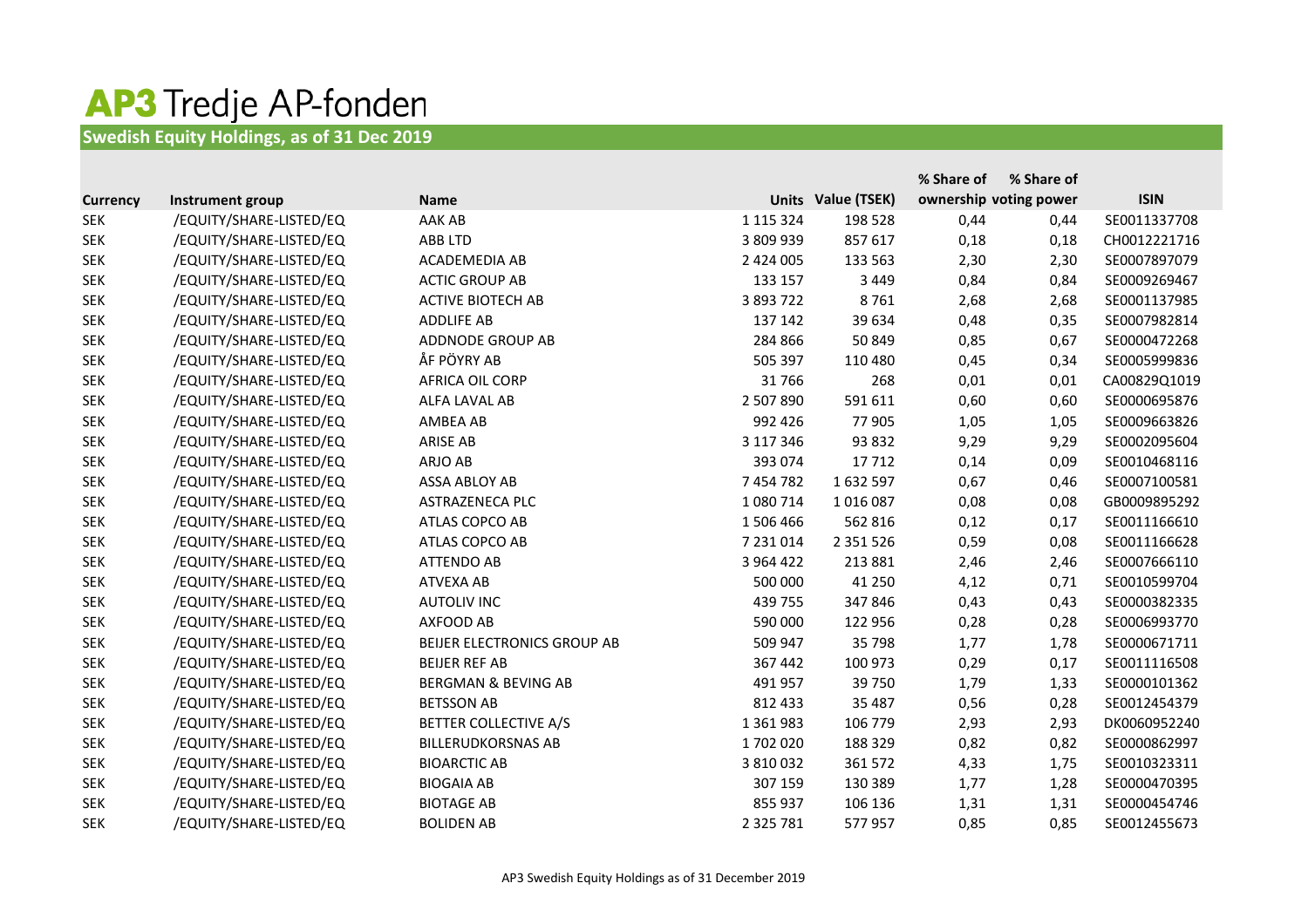# AP3 Tredje AP-fonden

## Swedish Equity Holdings, as of 31 Dec 2019

| Currency | Instrument group | Name | Units | Value (TSEK) | % Share of ownership | % Share of voting power | ISIN |
|---|---|---|---|---|---|---|---|
| SEK | /EQUITY/SHARE-LISTED/EQ | AAK AB | 1 115 324 | 198 528 | 0,44 | 0,44 | SE0011337708 |
| SEK | /EQUITY/SHARE-LISTED/EQ | ABB LTD | 3 809 939 | 857 617 | 0,18 | 0,18 | CH0012221716 |
| SEK | /EQUITY/SHARE-LISTED/EQ | ACADEMEDIA AB | 2 424 005 | 133 563 | 2,30 | 2,30 | SE0007897079 |
| SEK | /EQUITY/SHARE-LISTED/EQ | ACTIC GROUP AB | 133 157 | 3 449 | 0,84 | 0,84 | SE0009269467 |
| SEK | /EQUITY/SHARE-LISTED/EQ | ACTIVE BIOTECH AB | 3 893 722 | 8 761 | 2,68 | 2,68 | SE0001137985 |
| SEK | /EQUITY/SHARE-LISTED/EQ | ADDLIFE AB | 137 142 | 39 634 | 0,48 | 0,35 | SE0007982814 |
| SEK | /EQUITY/SHARE-LISTED/EQ | ADDNODE GROUP AB | 284 866 | 50 849 | 0,85 | 0,67 | SE0000472268 |
| SEK | /EQUITY/SHARE-LISTED/EQ | ÅF PÖYRY AB | 505 397 | 110 480 | 0,45 | 0,34 | SE0005999836 |
| SEK | /EQUITY/SHARE-LISTED/EQ | AFRICA OIL CORP | 31 766 | 268 | 0,01 | 0,01 | CA00829Q1019 |
| SEK | /EQUITY/SHARE-LISTED/EQ | ALFA LAVAL AB | 2 507 890 | 591 611 | 0,60 | 0,60 | SE0000695876 |
| SEK | /EQUITY/SHARE-LISTED/EQ | AMBEA AB | 992 426 | 77 905 | 1,05 | 1,05 | SE0009663826 |
| SEK | /EQUITY/SHARE-LISTED/EQ | ARISE AB | 3 117 346 | 93 832 | 9,29 | 9,29 | SE0002095604 |
| SEK | /EQUITY/SHARE-LISTED/EQ | ARJO AB | 393 074 | 17 712 | 0,14 | 0,09 | SE0010468116 |
| SEK | /EQUITY/SHARE-LISTED/EQ | ASSA ABLOY AB | 7 454 782 | 1 632 597 | 0,67 | 0,46 | SE0007100581 |
| SEK | /EQUITY/SHARE-LISTED/EQ | ASTRAZENECA PLC | 1 080 714 | 1 016 087 | 0,08 | 0,08 | GB0009895292 |
| SEK | /EQUITY/SHARE-LISTED/EQ | ATLAS COPCO AB | 1 506 466 | 562 816 | 0,12 | 0,17 | SE0011166610 |
| SEK | /EQUITY/SHARE-LISTED/EQ | ATLAS COPCO AB | 7 231 014 | 2 351 526 | 0,59 | 0,08 | SE0011166628 |
| SEK | /EQUITY/SHARE-LISTED/EQ | ATTENDO AB | 3 964 422 | 213 881 | 2,46 | 2,46 | SE0007666110 |
| SEK | /EQUITY/SHARE-LISTED/EQ | ATVEXA AB | 500 000 | 41 250 | 4,12 | 0,71 | SE0010599704 |
| SEK | /EQUITY/SHARE-LISTED/EQ | AUTOLIV INC | 439 755 | 347 846 | 0,43 | 0,43 | SE0000382335 |
| SEK | /EQUITY/SHARE-LISTED/EQ | AXFOOD AB | 590 000 | 122 956 | 0,28 | 0,28 | SE0006993770 |
| SEK | /EQUITY/SHARE-LISTED/EQ | BEIJER ELECTRONICS GROUP AB | 509 947 | 35 798 | 1,77 | 1,78 | SE0000671711 |
| SEK | /EQUITY/SHARE-LISTED/EQ | BEIJER REF AB | 367 442 | 100 973 | 0,29 | 0,17 | SE0011116508 |
| SEK | /EQUITY/SHARE-LISTED/EQ | BERGMAN & BEVING AB | 491 957 | 39 750 | 1,79 | 1,33 | SE0000101362 |
| SEK | /EQUITY/SHARE-LISTED/EQ | BETSSON AB | 812 433 | 35 487 | 0,56 | 0,28 | SE0012454379 |
| SEK | /EQUITY/SHARE-LISTED/EQ | BETTER COLLECTIVE A/S | 1 361 983 | 106 779 | 2,93 | 2,93 | DK0060952240 |
| SEK | /EQUITY/SHARE-LISTED/EQ | BILLERUDKORSNAS AB | 1 702 020 | 188 329 | 0,82 | 0,82 | SE0000862997 |
| SEK | /EQUITY/SHARE-LISTED/EQ | BIOARCTIC AB | 3 810 032 | 361 572 | 4,33 | 1,75 | SE0010323311 |
| SEK | /EQUITY/SHARE-LISTED/EQ | BIOGAIA AB | 307 159 | 130 389 | 1,77 | 1,28 | SE0000470395 |
| SEK | /EQUITY/SHARE-LISTED/EQ | BIOTAGE AB | 855 937 | 106 136 | 1,31 | 1,31 | SE0000454746 |
| SEK | /EQUITY/SHARE-LISTED/EQ | BOLIDEN AB | 2 325 781 | 577 957 | 0,85 | 0,85 | SE0012455673 |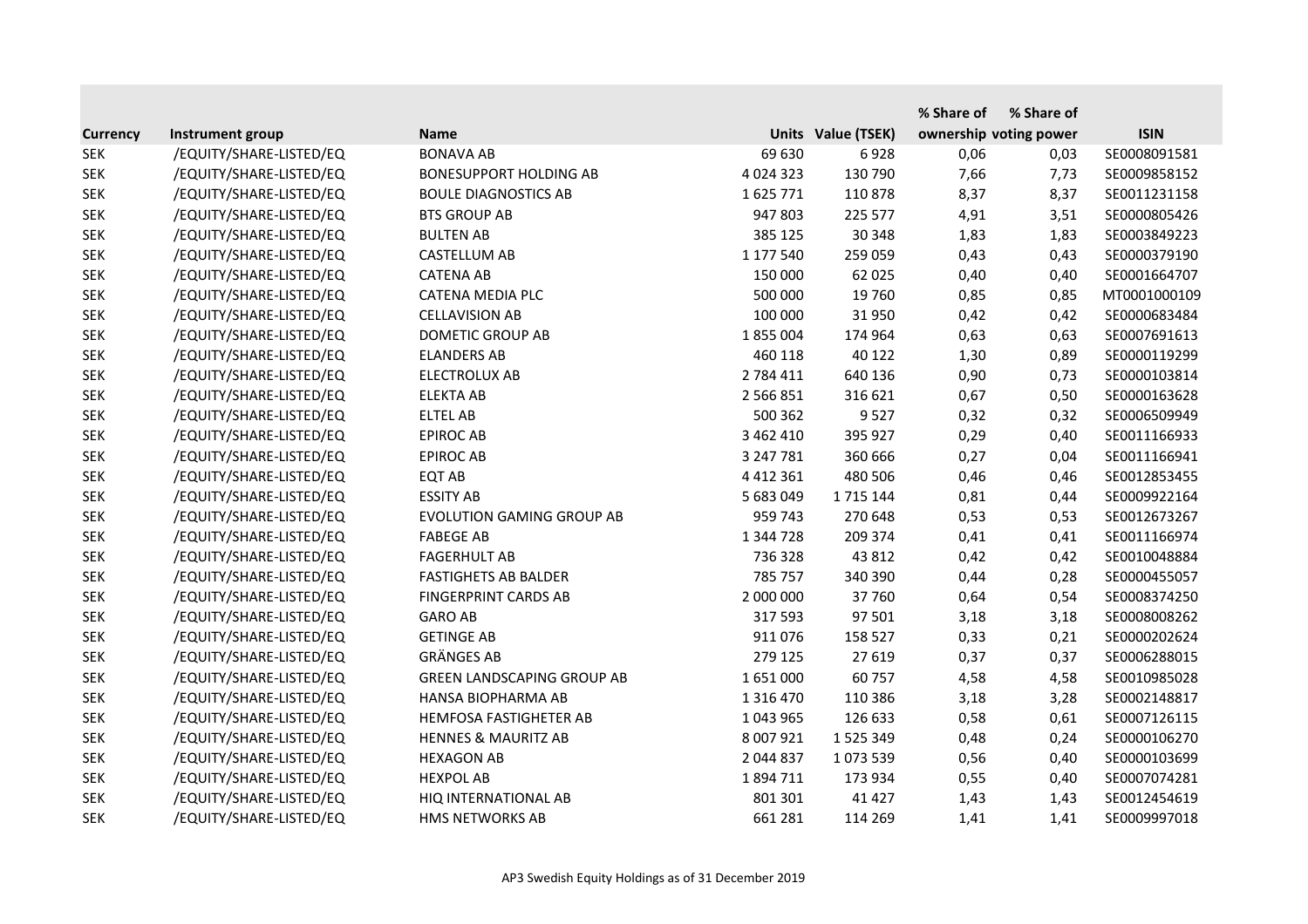| Currency | Instrument group | Name | Units | Value (TSEK) | % Share of ownership | % Share of voting power | ISIN |
|---|---|---|---|---|---|---|---|
| SEK | /EQUITY/SHARE-LISTED/EQ | BONAVA AB | 69 630 | 6 928 | 0,06 | 0,03 | SE0008091581 |
| SEK | /EQUITY/SHARE-LISTED/EQ | BONESUPPORT HOLDING AB | 4 024 323 | 130 790 | 7,66 | 7,73 | SE0009858152 |
| SEK | /EQUITY/SHARE-LISTED/EQ | BOULE DIAGNOSTICS AB | 1 625 771 | 110 878 | 8,37 | 8,37 | SE0011231158 |
| SEK | /EQUITY/SHARE-LISTED/EQ | BTS GROUP AB | 947 803 | 225 577 | 4,91 | 3,51 | SE0000805426 |
| SEK | /EQUITY/SHARE-LISTED/EQ | BULTEN AB | 385 125 | 30 348 | 1,83 | 1,83 | SE0003849223 |
| SEK | /EQUITY/SHARE-LISTED/EQ | CASTELLUM AB | 1 177 540 | 259 059 | 0,43 | 0,43 | SE0000379190 |
| SEK | /EQUITY/SHARE-LISTED/EQ | CATENA AB | 150 000 | 62 025 | 0,40 | 0,40 | SE0001664707 |
| SEK | /EQUITY/SHARE-LISTED/EQ | CATENA MEDIA PLC | 500 000 | 19 760 | 0,85 | 0,85 | MT0001000109 |
| SEK | /EQUITY/SHARE-LISTED/EQ | CELLAVISION AB | 100 000 | 31 950 | 0,42 | 0,42 | SE0000683484 |
| SEK | /EQUITY/SHARE-LISTED/EQ | DOMETIC GROUP AB | 1 855 004 | 174 964 | 0,63 | 0,63 | SE0007691613 |
| SEK | /EQUITY/SHARE-LISTED/EQ | ELANDERS AB | 460 118 | 40 122 | 1,30 | 0,89 | SE0000119299 |
| SEK | /EQUITY/SHARE-LISTED/EQ | ELECTROLUX AB | 2 784 411 | 640 136 | 0,90 | 0,73 | SE0000103814 |
| SEK | /EQUITY/SHARE-LISTED/EQ | ELEKTA AB | 2 566 851 | 316 621 | 0,67 | 0,50 | SE0000163628 |
| SEK | /EQUITY/SHARE-LISTED/EQ | ELTEL AB | 500 362 | 9 527 | 0,32 | 0,32 | SE0006509949 |
| SEK | /EQUITY/SHARE-LISTED/EQ | EPIROC AB | 3 462 410 | 395 927 | 0,29 | 0,40 | SE0011166933 |
| SEK | /EQUITY/SHARE-LISTED/EQ | EPIROC AB | 3 247 781 | 360 666 | 0,27 | 0,04 | SE0011166941 |
| SEK | /EQUITY/SHARE-LISTED/EQ | EQT AB | 4 412 361 | 480 506 | 0,46 | 0,46 | SE0012853455 |
| SEK | /EQUITY/SHARE-LISTED/EQ | ESSITY AB | 5 683 049 | 1 715 144 | 0,81 | 0,44 | SE0009922164 |
| SEK | /EQUITY/SHARE-LISTED/EQ | EVOLUTION GAMING GROUP AB | 959 743 | 270 648 | 0,53 | 0,53 | SE0012673267 |
| SEK | /EQUITY/SHARE-LISTED/EQ | FABEGE AB | 1 344 728 | 209 374 | 0,41 | 0,41 | SE0011166974 |
| SEK | /EQUITY/SHARE-LISTED/EQ | FAGERHULT AB | 736 328 | 43 812 | 0,42 | 0,42 | SE0010048884 |
| SEK | /EQUITY/SHARE-LISTED/EQ | FASTIGHETS AB BALDER | 785 757 | 340 390 | 0,44 | 0,28 | SE0000455057 |
| SEK | /EQUITY/SHARE-LISTED/EQ | FINGERPRINT CARDS AB | 2 000 000 | 37 760 | 0,64 | 0,54 | SE0008374250 |
| SEK | /EQUITY/SHARE-LISTED/EQ | GARO AB | 317 593 | 97 501 | 3,18 | 3,18 | SE0008008262 |
| SEK | /EQUITY/SHARE-LISTED/EQ | GETINGE AB | 911 076 | 158 527 | 0,33 | 0,21 | SE0000202624 |
| SEK | /EQUITY/SHARE-LISTED/EQ | GRÄNGES AB | 279 125 | 27 619 | 0,37 | 0,37 | SE0006288015 |
| SEK | /EQUITY/SHARE-LISTED/EQ | GREEN LANDSCAPING GROUP AB | 1 651 000 | 60 757 | 4,58 | 4,58 | SE0010985028 |
| SEK | /EQUITY/SHARE-LISTED/EQ | HANSA BIOPHARMA AB | 1 316 470 | 110 386 | 3,18 | 3,28 | SE0002148817 |
| SEK | /EQUITY/SHARE-LISTED/EQ | HEMFOSA FASTIGHETER AB | 1 043 965 | 126 633 | 0,58 | 0,61 | SE0007126115 |
| SEK | /EQUITY/SHARE-LISTED/EQ | HENNES & MAURITZ AB | 8 007 921 | 1 525 349 | 0,48 | 0,24 | SE0000106270 |
| SEK | /EQUITY/SHARE-LISTED/EQ | HEXAGON AB | 2 044 837 | 1 073 539 | 0,56 | 0,40 | SE0000103699 |
| SEK | /EQUITY/SHARE-LISTED/EQ | HEXPOL AB | 1 894 711 | 173 934 | 0,55 | 0,40 | SE0007074281 |
| SEK | /EQUITY/SHARE-LISTED/EQ | HIQ INTERNATIONAL AB | 801 301 | 41 427 | 1,43 | 1,43 | SE0012454619 |
| SEK | /EQUITY/SHARE-LISTED/EQ | HMS NETWORKS AB | 661 281 | 114 269 | 1,41 | 1,41 | SE0009997018 |

AP3 Swedish Equity Holdings as of 31 December 2019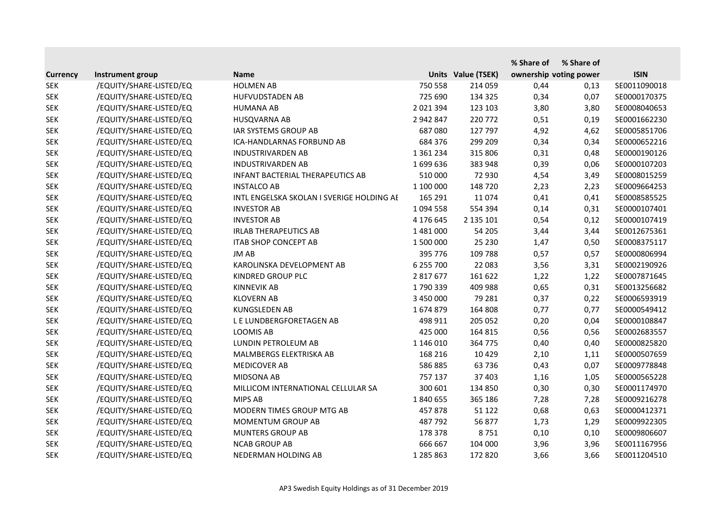| Currency | Instrument group | Name | Units | Value (TSEK) | % Share of ownership | % Share of voting power | ISIN |
|---|---|---|---|---|---|---|---|
| SEK | /EQUITY/SHARE-LISTED/EQ | HOLMEN AB | 750 558 | 214 059 | 0,44 | 0,13 | SE0011090018 |
| SEK | /EQUITY/SHARE-LISTED/EQ | HUFVUDSTADEN AB | 725 690 | 134 325 | 0,34 | 0,07 | SE0000170375 |
| SEK | /EQUITY/SHARE-LISTED/EQ | HUMANA AB | 2 021 394 | 123 103 | 3,80 | 3,80 | SE0008040653 |
| SEK | /EQUITY/SHARE-LISTED/EQ | HUSQVARNA AB | 2 942 847 | 220 772 | 0,51 | 0,19 | SE0001662230 |
| SEK | /EQUITY/SHARE-LISTED/EQ | IAR SYSTEMS GROUP AB | 687 080 | 127 797 | 4,92 | 4,62 | SE0005851706 |
| SEK | /EQUITY/SHARE-LISTED/EQ | ICA-HANDLARNAS FORBUND AB | 684 376 | 299 209 | 0,34 | 0,34 | SE0000652216 |
| SEK | /EQUITY/SHARE-LISTED/EQ | INDUSTRIVARDEN AB | 1 361 234 | 315 806 | 0,31 | 0,48 | SE0000190126 |
| SEK | /EQUITY/SHARE-LISTED/EQ | INDUSTRIVARDEN AB | 1 699 636 | 383 948 | 0,39 | 0,06 | SE0000107203 |
| SEK | /EQUITY/SHARE-LISTED/EQ | INFANT BACTERIAL THERAPEUTICS AB | 510 000 | 72 930 | 4,54 | 3,49 | SE0008015259 |
| SEK | /EQUITY/SHARE-LISTED/EQ | INSTALCO AB | 1 100 000 | 148 720 | 2,23 | 2,23 | SE0009664253 |
| SEK | /EQUITY/SHARE-LISTED/EQ | INTL ENGELSKA SKOLAN I SVERIGE HOLDING AE | 165 291 | 11 074 | 0,41 | 0,41 | SE0008585525 |
| SEK | /EQUITY/SHARE-LISTED/EQ | INVESTOR AB | 1 094 558 | 554 394 | 0,14 | 0,31 | SE0000107401 |
| SEK | /EQUITY/SHARE-LISTED/EQ | INVESTOR AB | 4 176 645 | 2 135 101 | 0,54 | 0,12 | SE0000107419 |
| SEK | /EQUITY/SHARE-LISTED/EQ | IRLAB THERAPEUTICS AB | 1 481 000 | 54 205 | 3,44 | 3,44 | SE0012675361 |
| SEK | /EQUITY/SHARE-LISTED/EQ | ITAB SHOP CONCEPT AB | 1 500 000 | 25 230 | 1,47 | 0,50 | SE0008375117 |
| SEK | /EQUITY/SHARE-LISTED/EQ | JM AB | 395 776 | 109 788 | 0,57 | 0,57 | SE0000806994 |
| SEK | /EQUITY/SHARE-LISTED/EQ | KAROLINSKA DEVELOPMENT AB | 6 255 700 | 22 083 | 3,56 | 3,31 | SE0002190926 |
| SEK | /EQUITY/SHARE-LISTED/EQ | KINDRED GROUP PLC | 2 817 677 | 161 622 | 1,22 | 1,22 | SE0007871645 |
| SEK | /EQUITY/SHARE-LISTED/EQ | KINNEVIK AB | 1 790 339 | 409 988 | 0,65 | 0,31 | SE0013256682 |
| SEK | /EQUITY/SHARE-LISTED/EQ | KLOVERN AB | 3 450 000 | 79 281 | 0,37 | 0,22 | SE0006593919 |
| SEK | /EQUITY/SHARE-LISTED/EQ | KUNGSLEDEN AB | 1 674 879 | 164 808 | 0,77 | 0,77 | SE0000549412 |
| SEK | /EQUITY/SHARE-LISTED/EQ | L E LUNDBERGFORETAGEN AB | 498 911 | 205 052 | 0,20 | 0,04 | SE0000108847 |
| SEK | /EQUITY/SHARE-LISTED/EQ | LOOMIS AB | 425 000 | 164 815 | 0,56 | 0,56 | SE0002683557 |
| SEK | /EQUITY/SHARE-LISTED/EQ | LUNDIN PETROLEUM AB | 1 146 010 | 364 775 | 0,40 | 0,40 | SE0000825820 |
| SEK | /EQUITY/SHARE-LISTED/EQ | MALMBERGS ELEKTRISKA AB | 168 216 | 10 429 | 2,10 | 1,11 | SE0000507659 |
| SEK | /EQUITY/SHARE-LISTED/EQ | MEDICOVER AB | 586 885 | 63 736 | 0,43 | 0,07 | SE0009778848 |
| SEK | /EQUITY/SHARE-LISTED/EQ | MIDSONA AB | 757 137 | 37 403 | 1,16 | 1,05 | SE0000565228 |
| SEK | /EQUITY/SHARE-LISTED/EQ | MILLICOM INTERNATIONAL CELLULAR SA | 300 601 | 134 850 | 0,30 | 0,30 | SE0001174970 |
| SEK | /EQUITY/SHARE-LISTED/EQ | MIPS AB | 1 840 655 | 365 186 | 7,28 | 7,28 | SE0009216278 |
| SEK | /EQUITY/SHARE-LISTED/EQ | MODERN TIMES GROUP MTG AB | 457 878 | 51 122 | 0,68 | 0,63 | SE0000412371 |
| SEK | /EQUITY/SHARE-LISTED/EQ | MOMENTUM GROUP AB | 487 792 | 56 877 | 1,73 | 1,29 | SE0009922305 |
| SEK | /EQUITY/SHARE-LISTED/EQ | MUNTERS GROUP AB | 178 378 | 8 751 | 0,10 | 0,10 | SE0009806607 |
| SEK | /EQUITY/SHARE-LISTED/EQ | NCAB GROUP AB | 666 667 | 104 000 | 3,96 | 3,96 | SE0011167956 |
| SEK | /EQUITY/SHARE-LISTED/EQ | NEDERMAN HOLDING AB | 1 285 863 | 172 820 | 3,66 | 3,66 | SE0011204510 |

AP3 Swedish Equity Holdings as of 31 December 2019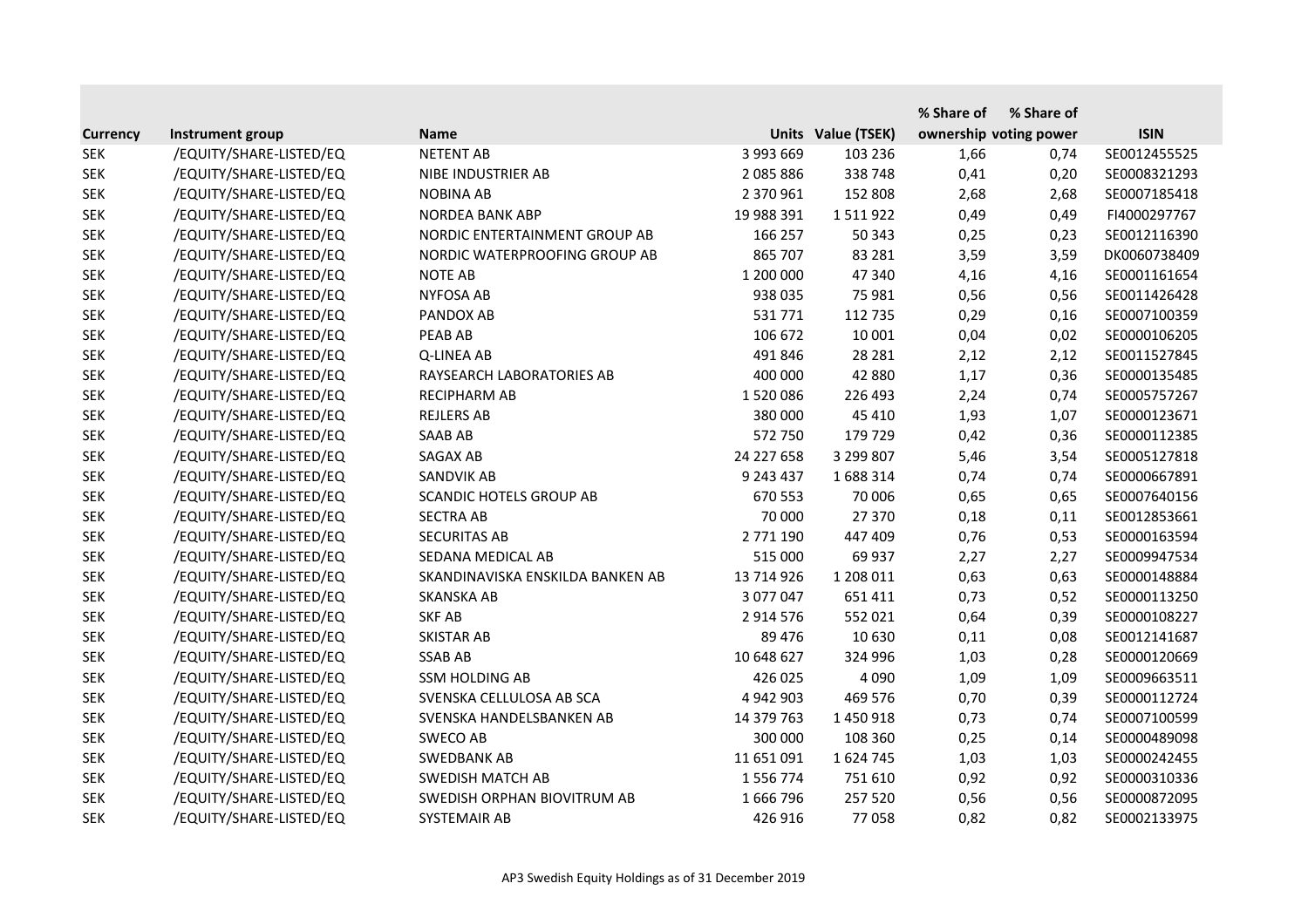| Currency | Instrument group | Name | Units | Value (TSEK) | % Share of ownership | % Share of voting power | ISIN |
|---|---|---|---|---|---|---|---|
| SEK | /EQUITY/SHARE-LISTED/EQ | NETENT AB | 3 993 669 | 103 236 | 1,66 | 0,74 | SE0012455525 |
| SEK | /EQUITY/SHARE-LISTED/EQ | NIBE INDUSTRIER AB | 2 085 886 | 338 748 | 0,41 | 0,20 | SE0008321293 |
| SEK | /EQUITY/SHARE-LISTED/EQ | NOBINA AB | 2 370 961 | 152 808 | 2,68 | 2,68 | SE0007185418 |
| SEK | /EQUITY/SHARE-LISTED/EQ | NORDEA BANK ABP | 19 988 391 | 1 511 922 | 0,49 | 0,49 | FI4000297767 |
| SEK | /EQUITY/SHARE-LISTED/EQ | NORDIC ENTERTAINMENT GROUP AB | 166 257 | 50 343 | 0,25 | 0,23 | SE0012116390 |
| SEK | /EQUITY/SHARE-LISTED/EQ | NORDIC WATERPROOFING GROUP AB | 865 707 | 83 281 | 3,59 | 3,59 | DK0060738409 |
| SEK | /EQUITY/SHARE-LISTED/EQ | NOTE AB | 1 200 000 | 47 340 | 4,16 | 4,16 | SE0001161654 |
| SEK | /EQUITY/SHARE-LISTED/EQ | NYFOSA AB | 938 035 | 75 981 | 0,56 | 0,56 | SE0011426428 |
| SEK | /EQUITY/SHARE-LISTED/EQ | PANDOX AB | 531 771 | 112 735 | 0,29 | 0,16 | SE0007100359 |
| SEK | /EQUITY/SHARE-LISTED/EQ | PEAB AB | 106 672 | 10 001 | 0,04 | 0,02 | SE0000106205 |
| SEK | /EQUITY/SHARE-LISTED/EQ | Q-LINEA AB | 491 846 | 28 281 | 2,12 | 2,12 | SE0011527845 |
| SEK | /EQUITY/SHARE-LISTED/EQ | RAYSEARCH LABORATORIES AB | 400 000 | 42 880 | 1,17 | 0,36 | SE0000135485 |
| SEK | /EQUITY/SHARE-LISTED/EQ | RECIPHARM AB | 1 520 086 | 226 493 | 2,24 | 0,74 | SE0005757267 |
| SEK | /EQUITY/SHARE-LISTED/EQ | REJLERS AB | 380 000 | 45 410 | 1,93 | 1,07 | SE0000123671 |
| SEK | /EQUITY/SHARE-LISTED/EQ | SAAB AB | 572 750 | 179 729 | 0,42 | 0,36 | SE0000112385 |
| SEK | /EQUITY/SHARE-LISTED/EQ | SAGAX AB | 24 227 658 | 3 299 807 | 5,46 | 3,54 | SE0005127818 |
| SEK | /EQUITY/SHARE-LISTED/EQ | SANDVIK AB | 9 243 437 | 1 688 314 | 0,74 | 0,74 | SE0000667891 |
| SEK | /EQUITY/SHARE-LISTED/EQ | SCANDIC HOTELS GROUP AB | 670 553 | 70 006 | 0,65 | 0,65 | SE0007640156 |
| SEK | /EQUITY/SHARE-LISTED/EQ | SECTRA AB | 70 000 | 27 370 | 0,18 | 0,11 | SE0012853661 |
| SEK | /EQUITY/SHARE-LISTED/EQ | SECURITAS AB | 2 771 190 | 447 409 | 0,76 | 0,53 | SE0000163594 |
| SEK | /EQUITY/SHARE-LISTED/EQ | SEDANA MEDICAL AB | 515 000 | 69 937 | 2,27 | 2,27 | SE0009947534 |
| SEK | /EQUITY/SHARE-LISTED/EQ | SKANDINAVISKA ENSKILDA BANKEN AB | 13 714 926 | 1 208 011 | 0,63 | 0,63 | SE0000148884 |
| SEK | /EQUITY/SHARE-LISTED/EQ | SKANSKA AB | 3 077 047 | 651 411 | 0,73 | 0,52 | SE0000113250 |
| SEK | /EQUITY/SHARE-LISTED/EQ | SKF AB | 2 914 576 | 552 021 | 0,64 | 0,39 | SE0000108227 |
| SEK | /EQUITY/SHARE-LISTED/EQ | SKISTAR AB | 89 476 | 10 630 | 0,11 | 0,08 | SE0012141687 |
| SEK | /EQUITY/SHARE-LISTED/EQ | SSAB AB | 10 648 627 | 324 996 | 1,03 | 0,28 | SE0000120669 |
| SEK | /EQUITY/SHARE-LISTED/EQ | SSM HOLDING AB | 426 025 | 4 090 | 1,09 | 1,09 | SE0009663511 |
| SEK | /EQUITY/SHARE-LISTED/EQ | SVENSKA CELLULOSA AB SCA | 4 942 903 | 469 576 | 0,70 | 0,39 | SE0000112724 |
| SEK | /EQUITY/SHARE-LISTED/EQ | SVENSKA HANDELSBANKEN AB | 14 379 763 | 1 450 918 | 0,73 | 0,74 | SE0007100599 |
| SEK | /EQUITY/SHARE-LISTED/EQ | SWECO AB | 300 000 | 108 360 | 0,25 | 0,14 | SE0000489098 |
| SEK | /EQUITY/SHARE-LISTED/EQ | SWEDBANK AB | 11 651 091 | 1 624 745 | 1,03 | 1,03 | SE0000242455 |
| SEK | /EQUITY/SHARE-LISTED/EQ | SWEDISH MATCH AB | 1 556 774 | 751 610 | 0,92 | 0,92 | SE0000310336 |
| SEK | /EQUITY/SHARE-LISTED/EQ | SWEDISH ORPHAN BIOVITRUM AB | 1 666 796 | 257 520 | 0,56 | 0,56 | SE0000872095 |
| SEK | /EQUITY/SHARE-LISTED/EQ | SYSTEMAIR AB | 426 916 | 77 058 | 0,82 | 0,82 | SE0002133975 |

AP3 Swedish Equity Holdings as of 31 December 2019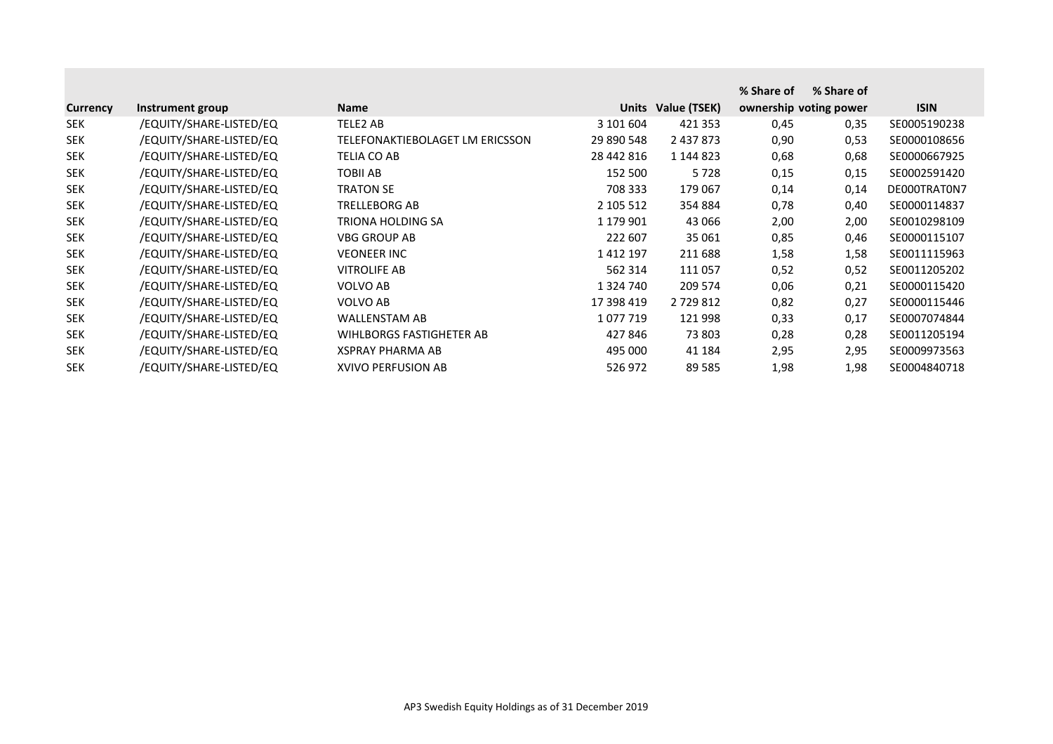| Currency | Instrument group | Name | Units | Value (TSEK) | % Share of ownership | % Share of voting power | ISIN |
|---|---|---|---|---|---|---|---|
| SEK | /EQUITY/SHARE-LISTED/EQ | TELE2 AB | 3 101 604 | 421 353 | 0,45 | 0,35 | SE0005190238 |
| SEK | /EQUITY/SHARE-LISTED/EQ | TELEFONAKTIEBOLAGET LM ERICSSON | 29 890 548 | 2 437 873 | 0,90 | 0,53 | SE0000108656 |
| SEK | /EQUITY/SHARE-LISTED/EQ | TELIA CO AB | 28 442 816 | 1 144 823 | 0,68 | 0,68 | SE0000667925 |
| SEK | /EQUITY/SHARE-LISTED/EQ | TOBII AB | 152 500 | 5 728 | 0,15 | 0,15 | SE0002591420 |
| SEK | /EQUITY/SHARE-LISTED/EQ | TRATON SE | 708 333 | 179 067 | 0,14 | 0,14 | DE000TRAT0N7 |
| SEK | /EQUITY/SHARE-LISTED/EQ | TRELLEBORG AB | 2 105 512 | 354 884 | 0,78 | 0,40 | SE0000114837 |
| SEK | /EQUITY/SHARE-LISTED/EQ | TRIONA HOLDING SA | 1 179 901 | 43 066 | 2,00 | 2,00 | SE0010298109 |
| SEK | /EQUITY/SHARE-LISTED/EQ | VBG GROUP AB | 222 607 | 35 061 | 0,85 | 0,46 | SE0000115107 |
| SEK | /EQUITY/SHARE-LISTED/EQ | VEONEER INC | 1 412 197 | 211 688 | 1,58 | 1,58 | SE0011115963 |
| SEK | /EQUITY/SHARE-LISTED/EQ | VITROLIFE AB | 562 314 | 111 057 | 0,52 | 0,52 | SE0011205202 |
| SEK | /EQUITY/SHARE-LISTED/EQ | VOLVO AB | 1 324 740 | 209 574 | 0,06 | 0,21 | SE0000115420 |
| SEK | /EQUITY/SHARE-LISTED/EQ | VOLVO AB | 17 398 419 | 2 729 812 | 0,82 | 0,27 | SE0000115446 |
| SEK | /EQUITY/SHARE-LISTED/EQ | WALLENSTAM AB | 1 077 719 | 121 998 | 0,33 | 0,17 | SE0007074844 |
| SEK | /EQUITY/SHARE-LISTED/EQ | WIHLBORGS FASTIGHETER AB | 427 846 | 73 803 | 0,28 | 0,28 | SE0011205194 |
| SEK | /EQUITY/SHARE-LISTED/EQ | XSPRAY PHARMA AB | 495 000 | 41 184 | 2,95 | 2,95 | SE0009973563 |
| SEK | /EQUITY/SHARE-LISTED/EQ | XVIVO PERFUSION AB | 526 972 | 89 585 | 1,98 | 1,98 | SE0004840718 |